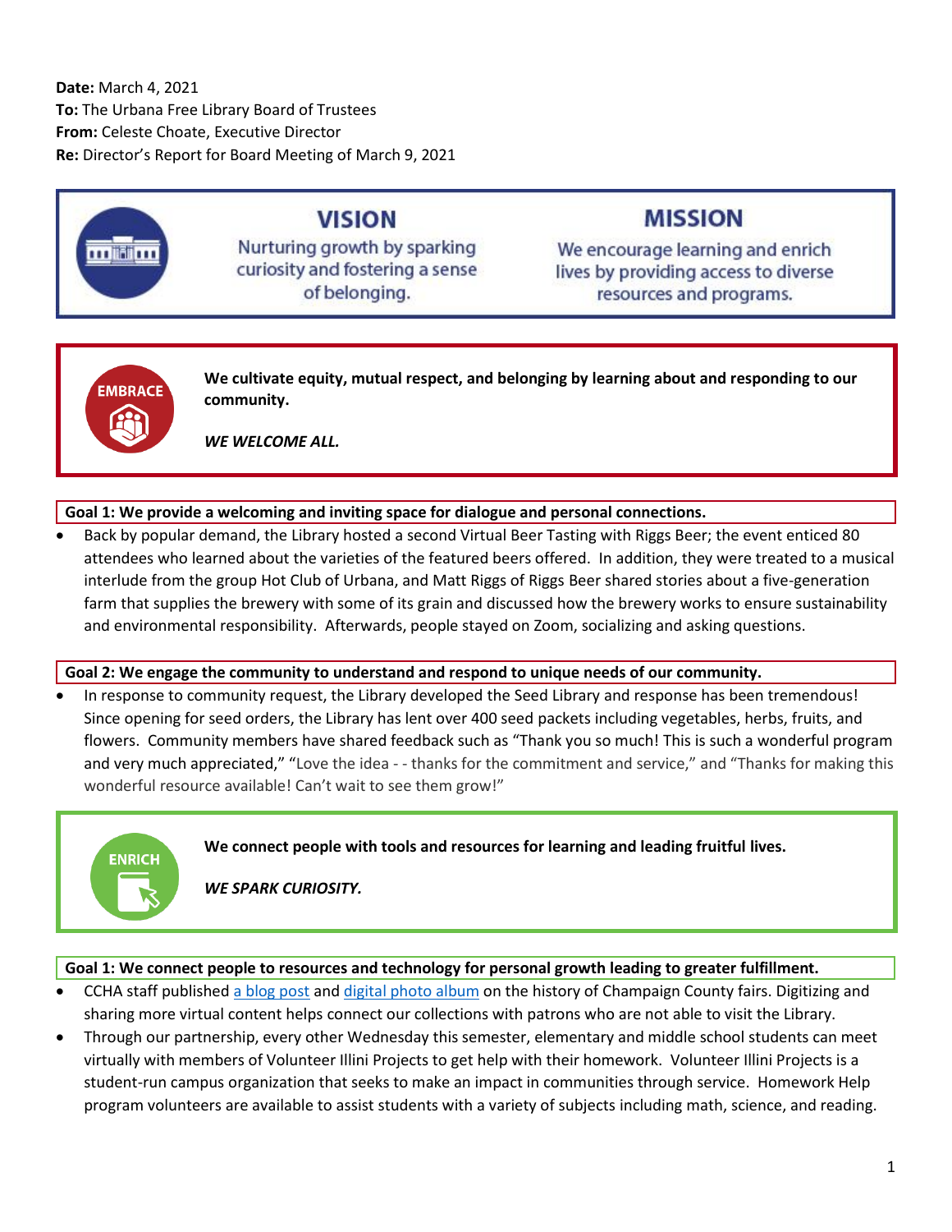**Date:** March 4, 2021
**To:** The Urbana Free Library Board of Trustees
**From:** Celeste Choate, Executive Director
**Re:** Director's Report for Board Meeting of March 9, 2021

## VISION

Nurturing growth by sparking curiosity and fostering a sense of belonging.

## MISSION

We encourage learning and enrich lives by providing access to diverse resources and programs.

## EMBRACE

**We cultivate equity, mutual respect, and belonging by learning about and responding to our community.**

***WE WELCOME ALL.***

### Goal 1: We provide a welcoming and inviting space for dialogue and personal connections.

- Back by popular demand, the Library hosted a second Virtual Beer Tasting with Riggs Beer; the event enticed 80 attendees who learned about the varieties of the featured beers offered. In addition, they were treated to a musical interlude from the group Hot Club of Urbana, and Matt Riggs of Riggs Beer shared stories about a five-generation farm that supplies the brewery with some of its grain and discussed how the brewery works to ensure sustainability and environmental responsibility. Afterwards, people stayed on Zoom, socializing and asking questions.

### Goal 2: We engage the community to understand and respond to unique needs of our community.

- In response to community request, the Library developed the Seed Library and response has been tremendous! Since opening for seed orders, the Library has lent over 400 seed packets including vegetables, herbs, fruits, and flowers. Community members have shared feedback such as "Thank you so much! This is such a wonderful program and very much appreciated," "Love the idea - - thanks for the commitment and service," and "Thanks for making this wonderful resource available! Can't wait to see them grow!"

## ENRICH

**We connect people with tools and resources for learning and leading fruitful lives.**

***WE SPARK CURIOSITY.***

### Goal 1: We connect people to resources and technology for personal growth leading to greater fulfillment.

- CCHA staff published a blog post and digital photo album on the history of Champaign County fairs. Digitizing and sharing more virtual content helps connect our collections with patrons who are not able to visit the Library.
- Through our partnership, every other Wednesday this semester, elementary and middle school students can meet virtually with members of Volunteer Illini Projects to get help with their homework. Volunteer Illini Projects is a student-run campus organization that seeks to make an impact in communities through service. Homework Help program volunteers are available to assist students with a variety of subjects including math, science, and reading.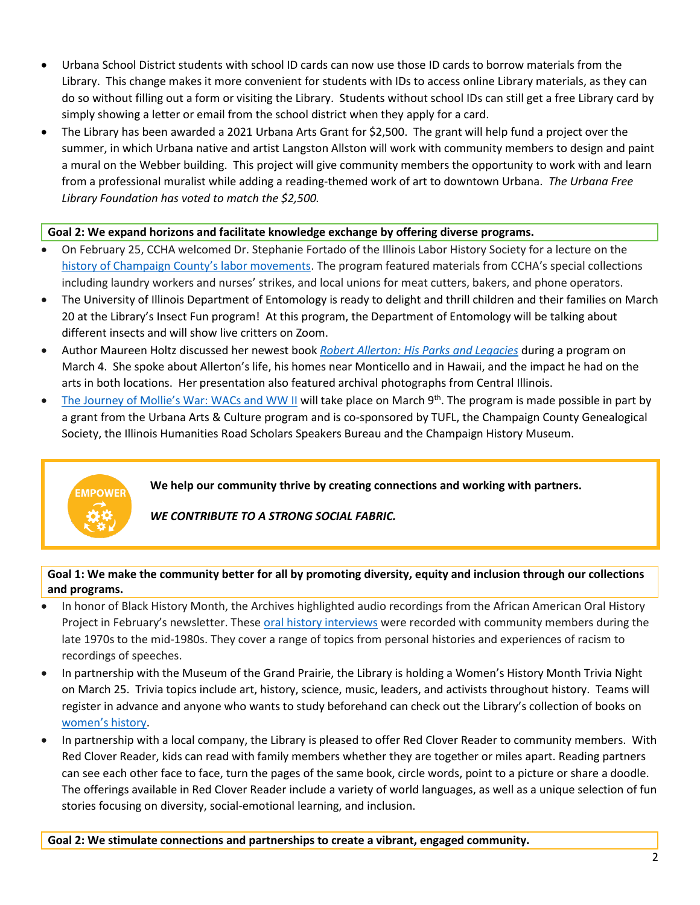- Urbana School District students with school ID cards can now use those ID cards to borrow materials from the Library. This change makes it more convenient for students with IDs to access online Library materials, as they can do so without filling out a form or visiting the Library. Students without school IDs can still get a free Library card by simply showing a letter or email from the school district when they apply for a card.
- The Library has been awarded a 2021 Urbana Arts Grant for $2,500. The grant will help fund a project over the summer, in which Urbana native and artist Langston Allston will work with community members to design and paint a mural on the Webber building. This project will give community members the opportunity to work with and learn from a professional muralist while adding a reading-themed work of art to downtown Urbana. *The Urbana Free Library Foundation has voted to match the $2,500.*

**Goal 2: We expand horizons and facilitate knowledge exchange by offering diverse programs.**

- On February 25, CCHA welcomed Dr. Stephanie Fortado of the Illinois Labor History Society for a lecture on the history of Champaign County's labor movements. The program featured materials from CCHA's special collections including laundry workers and nurses' strikes, and local unions for meat cutters, bakers, and phone operators.
- The University of Illinois Department of Entomology is ready to delight and thrill children and their families on March 20 at the Library's Insect Fun program! At this program, the Department of Entomology will be talking about different insects and will show live critters on Zoom.
- Author Maureen Holtz discussed her newest book *Robert Allerton: His Parks and Legacies* during a program on March 4. She spoke about Allerton's life, his homes near Monticello and in Hawaii, and the impact he had on the arts in both locations. Her presentation also featured archival photographs from Central Illinois.
- The Journey of Mollie's War: WACs and WW II will take place on March 9th. The program is made possible in part by a grant from the Urbana Arts & Culture program and is co-sponsored by TUFL, the Champaign County Genealogical Society, the Illinois Humanities Road Scholars Speakers Bureau and the Champaign History Museum.

EMPOWER

**We help our community thrive by creating connections and working with partners.**

***WE CONTRIBUTE TO A STRONG SOCIAL FABRIC.***

**Goal 1: We make the community better for all by promoting diversity, equity and inclusion through our collections and programs.**

- In honor of Black History Month, the Archives highlighted audio recordings from the African American Oral History Project in February's newsletter. These oral history interviews were recorded with community members during the late 1970s to the mid-1980s. They cover a range of topics from personal histories and experiences of racism to recordings of speeches.
- In partnership with the Museum of the Grand Prairie, the Library is holding a Women's History Month Trivia Night on March 25. Trivia topics include art, history, science, music, leaders, and activists throughout history. Teams will register in advance and anyone who wants to study beforehand can check out the Library's collection of books on women's history.
- In partnership with a local company, the Library is pleased to offer Red Clover Reader to community members. With Red Clover Reader, kids can read with family members whether they are together or miles apart. Reading partners can see each other face to face, turn the pages of the same book, circle words, point to a picture or share a doodle. The offerings available in Red Clover Reader include a variety of world languages, as well as a unique selection of fun stories focusing on diversity, social-emotional learning, and inclusion.

**Goal 2: We stimulate connections and partnerships to create a vibrant, engaged community.**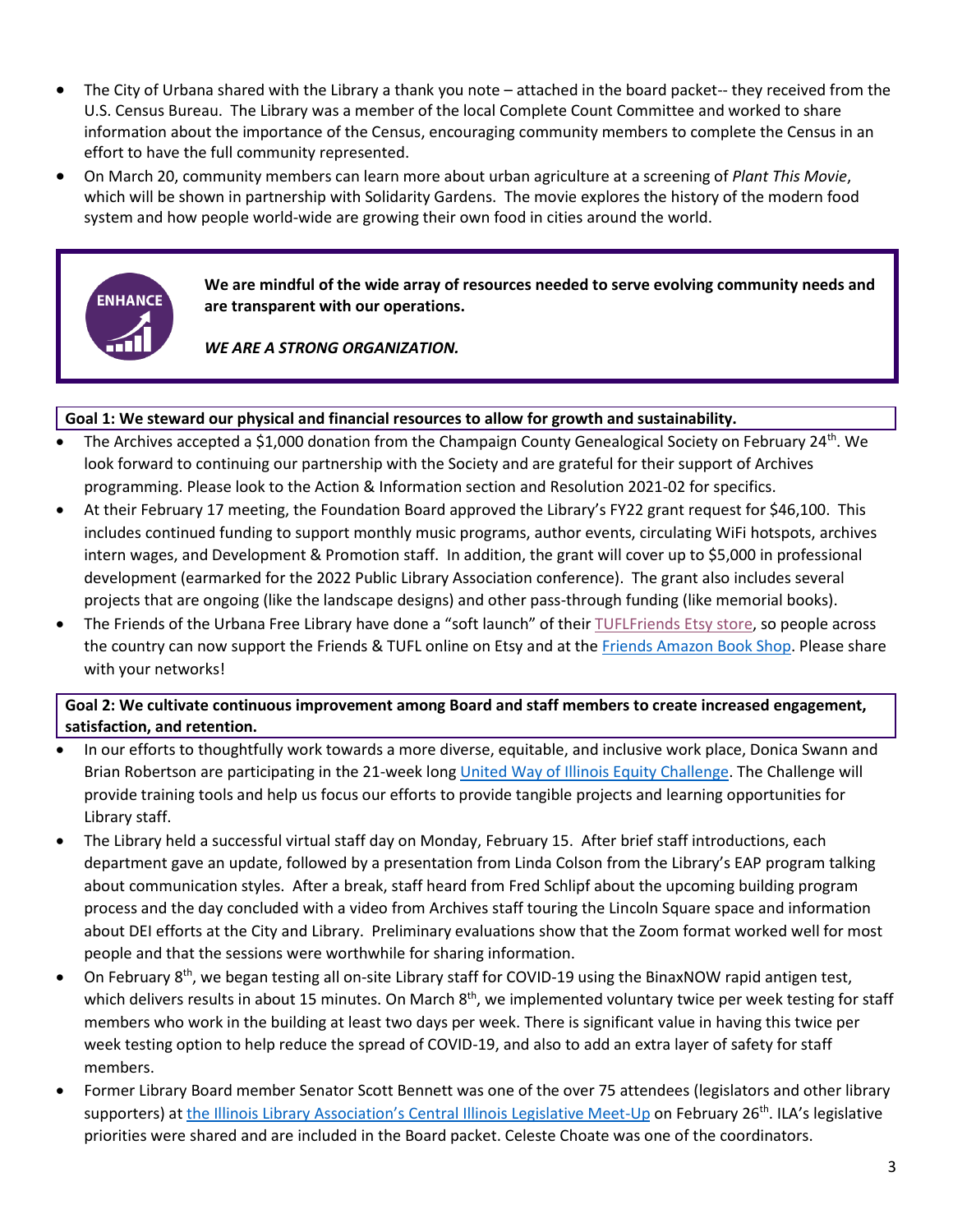- The City of Urbana shared with the Library a thank you note – attached in the board packet-- they received from the U.S. Census Bureau. The Library was a member of the local Complete Count Committee and worked to share information about the importance of the Census, encouraging community members to complete the Census in an effort to have the full community represented.
- On March 20, community members can learn more about urban agriculture at a screening of *Plant This Movie*, which will be shown in partnership with Solidarity Gardens. The movie explores the history of the modern food system and how people world-wide are growing their own food in cities around the world.

ENHANCE

**We are mindful of the wide array of resources needed to serve evolving community needs and are transparent with our operations.**

***WE ARE A STRONG ORGANIZATION.***

**Goal 1: We steward our physical and financial resources to allow for growth and sustainability.**

- The Archives accepted a $1,000 donation from the Champaign County Genealogical Society on February 24th. We look forward to continuing our partnership with the Society and are grateful for their support of Archives programming. Please look to the Action & Information section and Resolution 2021-02 for specifics.
- At their February 17 meeting, the Foundation Board approved the Library's FY22 grant request for $46,100. This includes continued funding to support monthly music programs, author events, circulating WiFi hotspots, archives intern wages, and Development & Promotion staff. In addition, the grant will cover up to $5,000 in professional development (earmarked for the 2022 Public Library Association conference). The grant also includes several projects that are ongoing (like the landscape designs) and other pass-through funding (like memorial books).
- The Friends of the Urbana Free Library have done a "soft launch" of their TUFLFriends Etsy store, so people across the country can now support the Friends & TUFL online on Etsy and at the Friends Amazon Book Shop. Please share with your networks!

**Goal 2: We cultivate continuous improvement among Board and staff members to create increased engagement, satisfaction, and retention.**

- In our efforts to thoughtfully work towards a more diverse, equitable, and inclusive work place, Donica Swann and Brian Robertson are participating in the 21-week long United Way of Illinois Equity Challenge. The Challenge will provide training tools and help us focus our efforts to provide tangible projects and learning opportunities for Library staff.
- The Library held a successful virtual staff day on Monday, February 15. After brief staff introductions, each department gave an update, followed by a presentation from Linda Colson from the Library's EAP program talking about communication styles. After a break, staff heard from Fred Schlipf about the upcoming building program process and the day concluded with a video from Archives staff touring the Lincoln Square space and information about DEI efforts at the City and Library. Preliminary evaluations show that the Zoom format worked well for most people and that the sessions were worthwhile for sharing information.
- On February 8th, we began testing all on-site Library staff for COVID-19 using the BinaxNOW rapid antigen test, which delivers results in about 15 minutes. On March 8th, we implemented voluntary twice per week testing for staff members who work in the building at least two days per week. There is significant value in having this twice per week testing option to help reduce the spread of COVID-19, and also to add an extra layer of safety for staff members.
- Former Library Board member Senator Scott Bennett was one of the over 75 attendees (legislators and other library supporters) at the Illinois Library Association's Central Illinois Legislative Meet-Up on February 26th. ILA's legislative priorities were shared and are included in the Board packet. Celeste Choate was one of the coordinators.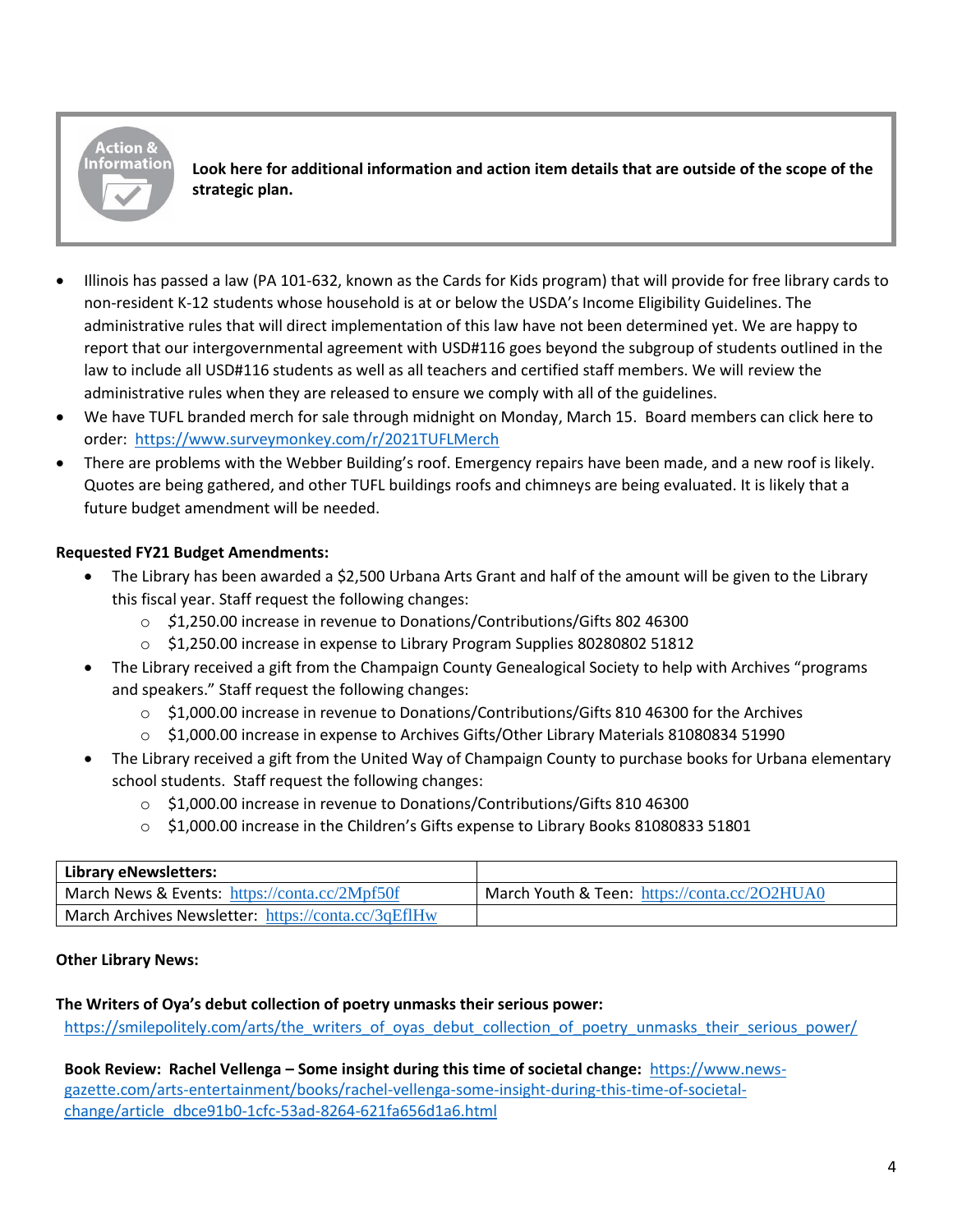**Look here for additional information and action item details that are outside of the scope of the strategic plan.**

- Illinois has passed a law (PA 101-632, known as the Cards for Kids program) that will provide for free library cards to non-resident K-12 students whose household is at or below the USDA's Income Eligibility Guidelines. The administrative rules that will direct implementation of this law have not been determined yet. We are happy to report that our intergovernmental agreement with USD#116 goes beyond the subgroup of students outlined in the law to include all USD#116 students as well as all teachers and certified staff members. We will review the administrative rules when they are released to ensure we comply with all of the guidelines.
- We have TUFL branded merch for sale through midnight on Monday, March 15. Board members can click here to order: https://www.surveymonkey.com/r/2021TUFLMerch
- There are problems with the Webber Building's roof. Emergency repairs have been made, and a new roof is likely. Quotes are being gathered, and other TUFL buildings roofs and chimneys are being evaluated. It is likely that a future budget amendment will be needed.

**Requested FY21 Budget Amendments:**

- The Library has been awarded a $2,500 Urbana Arts Grant and half of the amount will be given to the Library this fiscal year. Staff request the following changes:
  - $1,250.00 increase in revenue to Donations/Contributions/Gifts 802 46300
  - $1,250.00 increase in expense to Library Program Supplies 80280802 51812
- The Library received a gift from the Champaign County Genealogical Society to help with Archives "programs and speakers." Staff request the following changes:
  - $1,000.00 increase in revenue to Donations/Contributions/Gifts 810 46300 for the Archives
  - $1,000.00 increase in expense to Archives Gifts/Other Library Materials 81080834 51990
- The Library received a gift from the United Way of Champaign County to purchase books for Urbana elementary school students. Staff request the following changes:
  - $1,000.00 increase in revenue to Donations/Contributions/Gifts 810 46300
  - $1,000.00 increase in the Children's Gifts expense to Library Books 81080833 51801

| **Library eNewsletters:** | |
|---|---|
| March News & Events: https://conta.cc/2Mpf50f | March Youth & Teen: https://conta.cc/2O2HUA0 |
| March Archives Newsletter: https://conta.cc/3qEflHw | |

**Other Library News:**

**The Writers of Oya's debut collection of poetry unmasks their serious power:**
https://smilepolitely.com/arts/the_writers_of_oyas_debut_collection_of_poetry_unmasks_their_serious_power/

**Book Review: Rachel Vellenga – Some insight during this time of societal change:** https://www.news-gazette.com/arts-entertainment/books/rachel-vellenga-some-insight-during-this-time-of-societal-change/article_dbce91b0-1cfc-53ad-8264-621fa656d1a6.html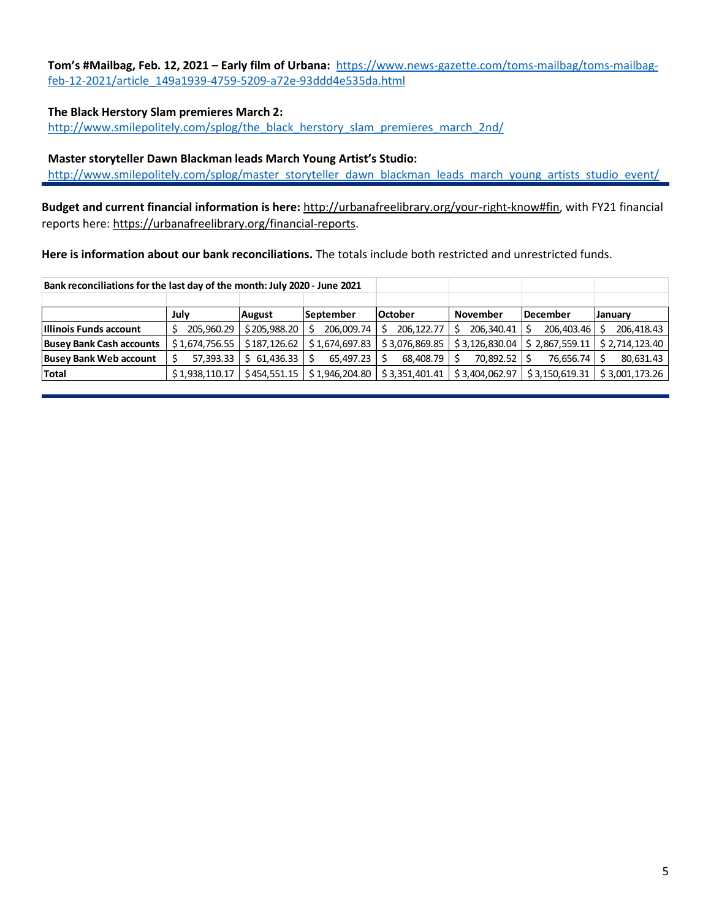**Tom's #Mailbag, Feb. 12, 2021 – Early film of Urbana:** https://www.news-gazette.com/toms-mailbag/toms-mailbag-feb-12-2021/article_149a1939-4759-5209-a72e-93ddd4e535da.html

**The Black Herstory Slam premieres March 2:**
http://www.smilepolitely.com/splog/the_black_herstory_slam_premieres_march_2nd/

**Master storyteller Dawn Blackman leads March Young Artist's Studio:**
http://www.smilepolitely.com/splog/master_storyteller_dawn_blackman_leads_march_young_artists_studio_event/

**Budget and current financial information is here:** http://urbanafreelibrary.org/your-right-know#fin, with FY21 financial reports here: https://urbanafreelibrary.org/financial-reports.

**Here is information about our bank reconciliations.** The totals include both restricted and unrestricted funds.

**Bank reconciliations for the last day of the month: July 2020 - June 2021**

| | July | August | September | October | November | December | January |
|---|---|---|---|---|---|---|---|
| **Illinois Funds account** | $ 205,960.29 | $ 205,988.20 | $ 206,009.74 | $ 206,122.77 | $ 206,340.41 | $ 206,403.46 | $ 206,418.43 |
| **Busey Bank Cash accounts** | $ 1,674,756.55 | $ 187,126.62 | $ 1,674,697.83 | $ 3,076,869.85 | $ 3,126,830.04 | $ 2,867,559.11 | $ 2,714,123.40 |
| **Busey Bank Web account** | $ 57,393.33 | $ 61,436.33 | $ 65,497.23 | $ 68,408.79 | $ 70,892.52 | $ 76,656.74 | $ 80,631.43 |
| **Total** | $ 1,938,110.17 | $ 454,551.15 | $ 1,946,204.80 | $ 3,351,401.41 | $ 3,404,062.97 | $ 3,150,619.31 | $ 3,001,173.26 |